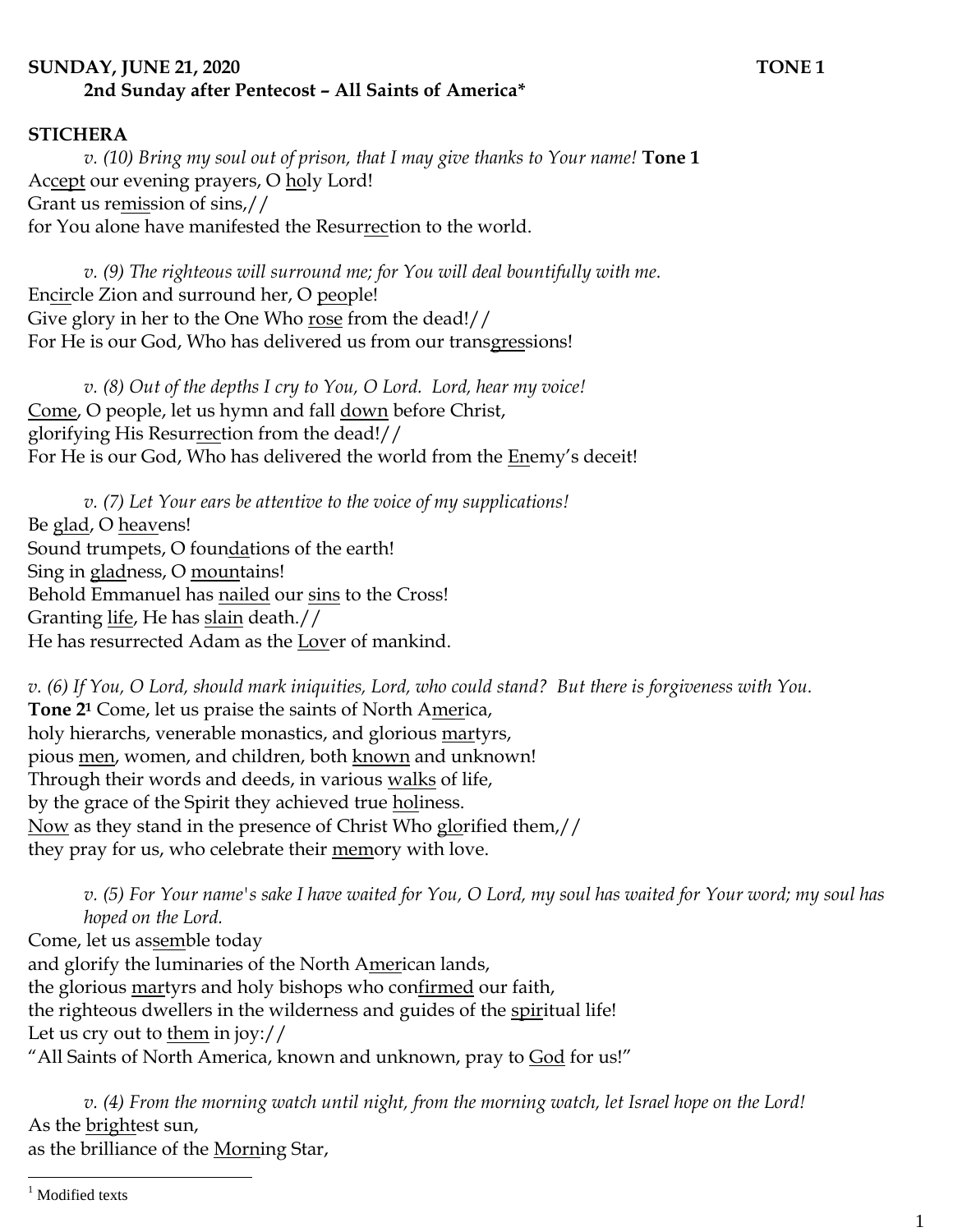**SUNDAY, JUNE 21, 2020** **TONE 1**

**2nd Sunday after Pentecost – All Saints of America***

**STICHERA**

*v. (10) Bring my soul out of prison, that I may give thanks to Your name!* **Tone 1**
Accept our evening prayers, O holy Lord!
Grant us remission of sins,//
for You alone have manifested the Resurrection to the world.

*v. (9) The righteous will surround me; for You will deal bountifully with me.*
Encircle Zion and surround her, O people!
Give glory in her to the One Who rose from the dead!//
For He is our God, Who has delivered us from our transgressions!

*v. (8) Out of the depths I cry to You, O Lord. Lord, hear my voice!*
Come, O people, let us hymn and fall down before Christ,
glorifying His Resurrection from the dead!//
For He is our God, Who has delivered the world from the Enemy's deceit!

*v. (7) Let Your ears be attentive to the voice of my supplications!*
Be glad, O heavens!
Sound trumpets, O foundations of the earth!
Sing in gladness, O mountains!
Behold Emmanuel has nailed our sins to the Cross!
Granting life, He has slain death.//
He has resurrected Adam as the Lover of mankind.

*v. (6) If You, O Lord, should mark iniquities, Lord, who could stand? But there is forgiveness with You.*
**Tone 2**[1] Come, let us praise the saints of North America,
holy hierarchs, venerable monastics, and glorious martyrs,
pious men, women, and children, both known and unknown!
Through their words and deeds, in various walks of life,
by the grace of the Spirit they achieved true holiness.
Now as they stand in the presence of Christ Who glorified them,//
they pray for us, who celebrate their memory with love.

*v. (5) For Your name's sake I have waited for You, O Lord, my soul has waited for Your word; my soul has hoped on the Lord.*
Come, let us assemble today
and glorify the luminaries of the North American lands,
the glorious martyrs and holy bishops who confirmed our faith,
the righteous dwellers in the wilderness and guides of the spiritual life!
Let us cry out to them in joy://
"All Saints of North America, known and unknown, pray to God for us!"

*v. (4) From the morning watch until night, from the morning watch, let Israel hope on the Lord!*
As the brightest sun,
as the brilliance of the Morning Star,

[1] Modified texts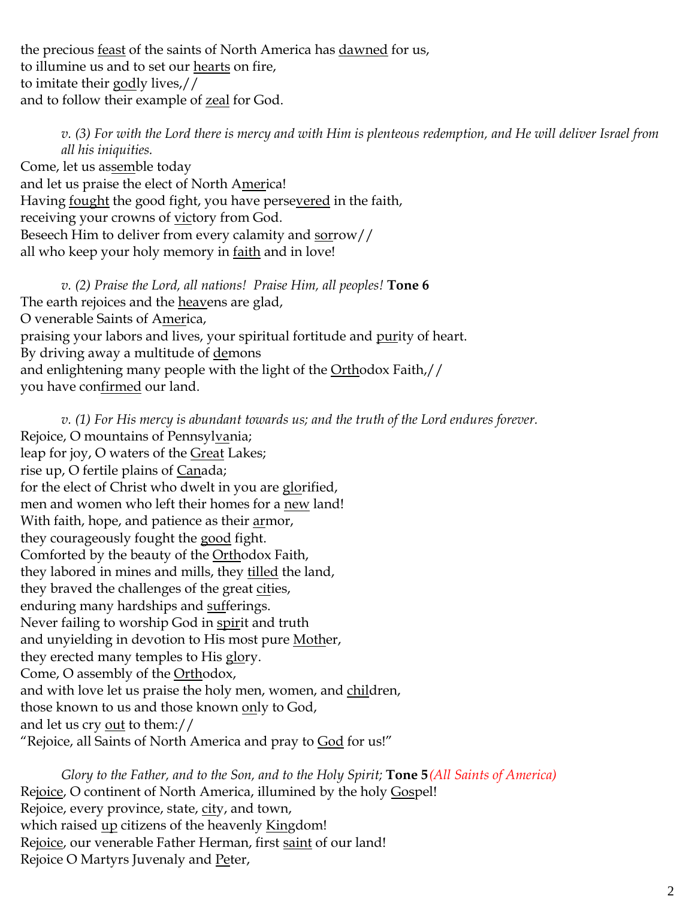the precious <u>feast</u> of the saints of North America has <u>dawned</u> for us,
to illumine us and to set our <u>hearts</u> on fire,
to imitate their <u>god</u>ly lives,//
and to follow their example of <u>zeal</u> for God.

> *v. (3) For with the Lord there is mercy and with Him is plenteous redemption, and He will deliver Israel from all his iniquities.*

Come, let us as<u>sem</u>ble today
and let us praise the elect of North A<u>mer</u>ica!
Having <u>fought</u> the good fight, you have perse<u>vered</u> in the faith,
receiving your crowns of <u>vic</u>tory from God.
Beseech Him to deliver from every calamity and <u>sor</u>row//
all who keep your holy memory in <u>faith</u> and in love!

> *v. (2) Praise the Lord, all nations! Praise Him, all peoples!* **Tone 6**

The earth rejoices and the <u>hea</u>vens are glad,
O venerable Saints of A<u>mer</u>ica,
praising your labors and lives, your spiritual fortitude and <u>pur</u>ity of heart.
By driving away a multitude of <u>de</u>mons
and enlightening many people with the light of the <u>Orth</u>odox Faith,//
you have con<u>firmed</u> our land.

> *v. (1) For His mercy is abundant towards us; and the truth of the Lord endures forever.*

Rejoice, O mountains of Pennsyl<u>va</u>nia;
leap for joy, O waters of the <u>Great</u> Lakes;
rise up, O fertile plains of <u>Can</u>ada;
for the elect of Christ who dwelt in you are <u>glo</u>rified,
men and women who left their homes for a <u>new</u> land!
With faith, hope, and patience as their <u>ar</u>mor,
they courageously fought the <u>good</u> fight.
Comforted by the beauty of the <u>Orth</u>odox Faith,
they labored in mines and mills, they <u>tilled</u> the land,
they braved the challenges of the great <u>cit</u>ies,
enduring many hardships and <u>suf</u>ferings.
Never failing to worship God in <u>spir</u>it and truth
and unyielding in devotion to His most pure <u>Moth</u>er,
they erected many temples to His <u>glo</u>ry.
Come, O assembly of the <u>Orth</u>odox,
and with love let us praise the holy men, women, and <u>chil</u>dren,
those known to us and those known <u>on</u>ly to God,
and let us cry <u>out</u> to them://
"Rejoice, all Saints of North America and pray to <u>God</u> for us!"

> *Glory to the Father, and to the Son, and to the Holy Spirit;* **Tone 5** *(All Saints of America)*

Re<u>joice</u>, O continent of North America, illumined by the holy <u>Gos</u>pel!
Rejoice, every province, state, <u>ci</u>ty, and town,
which raised <u>up</u> citizens of the heavenly <u>King</u>dom!
Re<u>joice</u>, our venerable Father Herman, first <u>saint</u> of our land!
Rejoice O Martyrs Juvenaly and <u>Pe</u>ter,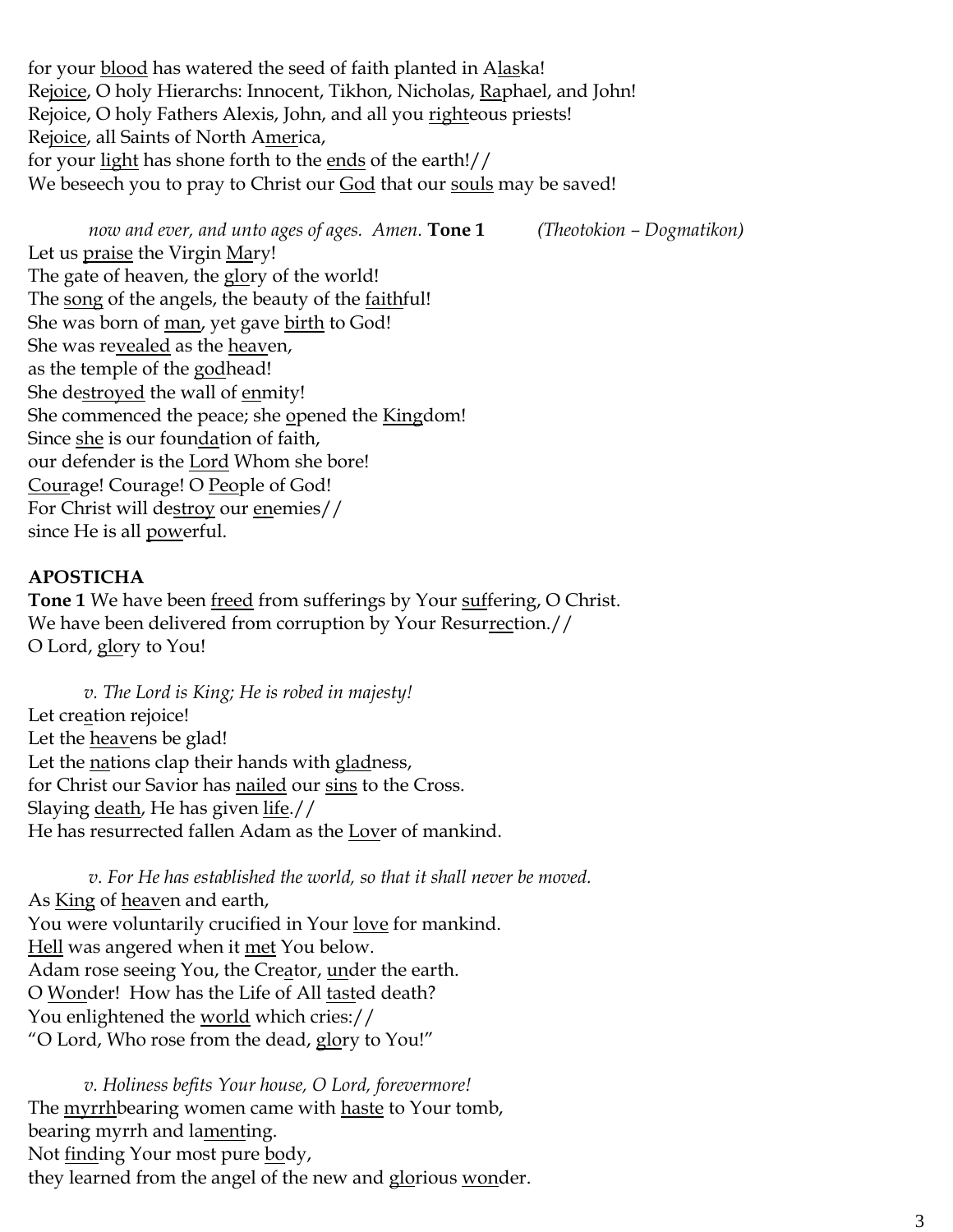for your <u>blood</u> has watered the seed of faith planted in A<u>las</u>ka!
Re<u>joice</u>, O holy Hierarchs: Innocent, Tikhon, Nicholas, <u>Ra</u>phael, and John!
Rejoice, O holy Fathers Alexis, John, and all you <u>right</u>eous priests!
Re<u>joice</u>, all Saints of North A<u>meri</u>ca,
for your <u>light</u> has shone forth to the <u>ends</u> of the earth!//
We beseech you to pray to Christ our <u>God</u> that our <u>souls</u> may be saved!

*now and ever, and unto ages of ages. Amen.* **Tone 1** *(Theotokion – Dogmatikon)*
Let us <u>praise</u> the Virgin <u>Ma</u>ry!
The gate of heaven, the <u>glo</u>ry of the world!
The <u>song</u> of the angels, the beauty of the <u>faith</u>ful!
She was born of <u>man</u>, yet gave <u>birth</u> to God!
She was re<u>vealed</u> as the <u>heav</u>en,
as the temple of the <u>god</u>head!
She de<u>stroyed</u> the wall of <u>en</u>mity!
She commenced the peace; she <u>o</u>pened the <u>King</u>dom!
Since <u>she</u> is our foun<u>da</u>tion of faith,
our defender is the <u>Lord</u> Whom she bore!
<u>Cour</u>age! Courage! O <u>Peo</u>ple of God!
For Christ will de<u>stroy</u> our <u>en</u>emies//
since He is all <u>pow</u>erful.

**APOSTICHA**

**Tone 1** We have been <u>freed</u> from sufferings by Your <u>suf</u>fering, O Christ.
We have been delivered from corruption by Your Resur<u>rec</u>tion.//
O Lord, <u>glo</u>ry to You!

*v. The Lord is King; He is robed in majesty!*
Let cre<u>a</u>tion rejoice!
Let the <u>heav</u>ens be glad!
Let the <u>na</u>tions clap their hands with <u>glad</u>ness,
for Christ our Savior has <u>nailed</u> our <u>sins</u> to the Cross.
Slaying <u>death</u>, He has given <u>life</u>.//
He has resurrected fallen Adam as the <u>Lov</u>er of mankind.

*v. For He has established the world, so that it shall never be moved.*
As <u>King</u> of <u>heav</u>en and earth,
You were voluntarily crucified in Your <u>love</u> for mankind.
<u>Hell</u> was angered when it <u>met</u> You below.
Adam rose seeing You, the Cre<u>a</u>tor, <u>un</u>der the earth.
O <u>Won</u>der! How has the Life of All <u>tast</u>ed death?
You enlightened the <u>world</u> which cries://
"O Lord, Who rose from the dead, <u>glo</u>ry to You!"

*v. Holiness befits Your house, O Lord, forevermore!*
The <u>myrrh</u>bearing women came with <u>haste</u> to Your tomb,
bearing myrrh and la<u>ment</u>ing.
Not <u>find</u>ing Your most pure <u>bo</u>dy,
they learned from the angel of the new and <u>glo</u>rious <u>won</u>der.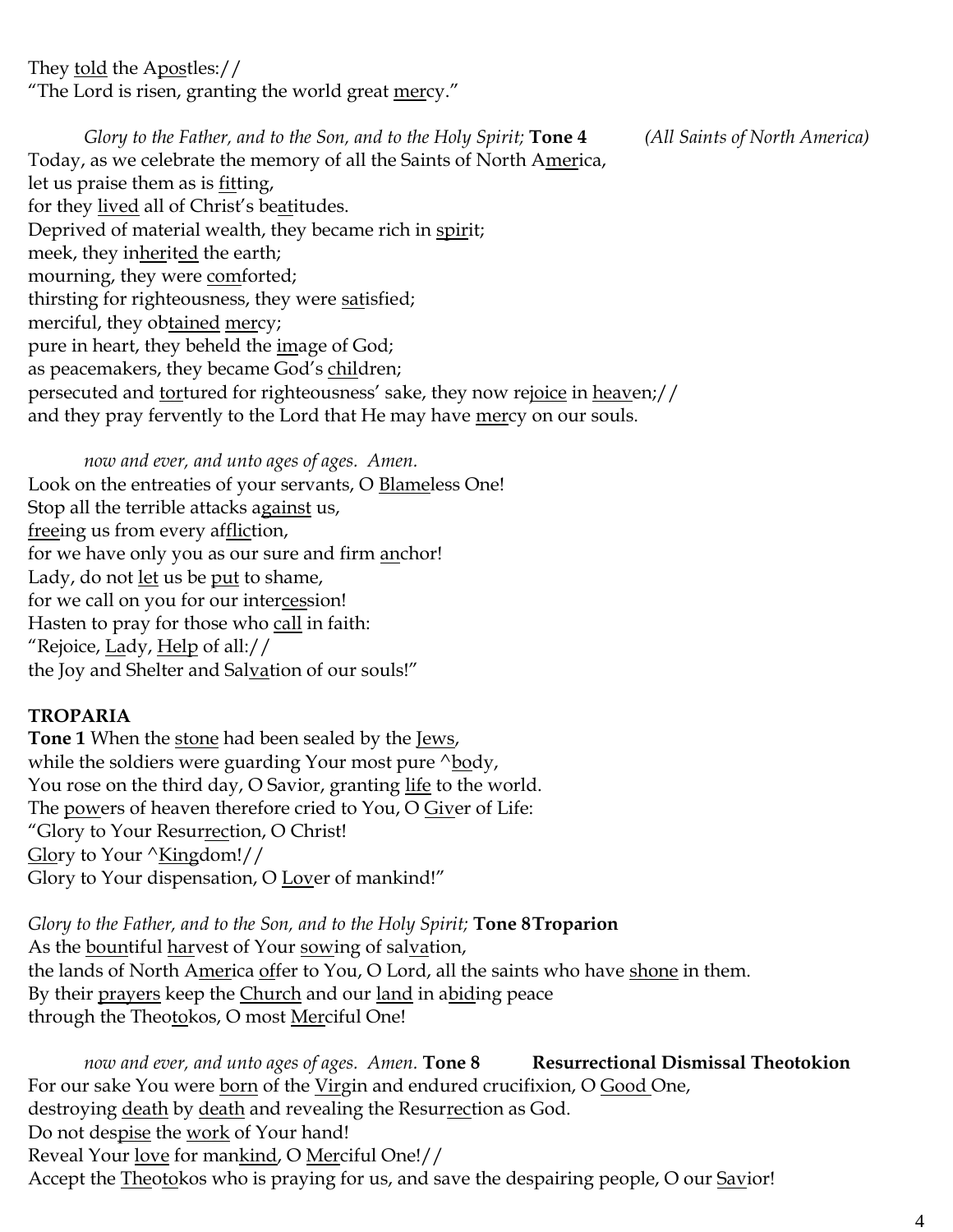They told the Apostles://
"The Lord is risen, granting the world great mercy."

*Glory to the Father, and to the Son, and to the Holy Spirit;* **Tone 4** *(All Saints of North America)*
Today, as we celebrate the memory of all the Saints of North America,
let us praise them as is fitting,
for they lived all of Christ's beatitudes.
Deprived of material wealth, they became rich in spirit;
meek, they inherited the earth;
mourning, they were comforted;
thirsting for righteousness, they were satisfied;
merciful, they obtained mercy;
pure in heart, they beheld the image of God;
as peacemakers, they became God's children;
persecuted and tortured for righteousness' sake, they now rejoice in heaven;//
and they pray fervently to the Lord that He may have mercy on our souls.

*now and ever, and unto ages of ages. Amen.*
Look on the entreaties of your servants, O Blameless One!
Stop all the terrible attacks against us,
freeing us from every affliction,
for we have only you as our sure and firm anchor!
Lady, do not let us be put to shame,
for we call on you for our intercession!
Hasten to pray for those who call in faith:
"Rejoice, Lady, Help of all://
the Joy and Shelter and Salvation of our souls!"

**TROPARIA**

**Tone 1** When the stone had been sealed by the Jews,
while the soldiers were guarding Your most pure ^body,
You rose on the third day, O Savior, granting life to the world.
The powers of heaven therefore cried to You, O Giver of Life:
"Glory to Your Resurrection, O Christ!
Glory to Your ^Kingdom!//
Glory to Your dispensation, O Lover of mankind!"

*Glory to the Father, and to the Son, and to the Holy Spirit;* **Tone 8 Troparion**
As the bountiful harvest of Your sowing of salvation,
the lands of North America offer to You, O Lord, all the saints who have shone in them.
By their prayers keep the Church and our land in abiding peace
through the Theotokos, O most Merciful One!

*now and ever, and unto ages of ages. Amen.* **Tone 8** **Resurrectional Dismissal Theotokion**
For our sake You were born of the Virgin and endured crucifixion, O Good One,
destroying death by death and revealing the Resurrection as God.
Do not despise the work of Your hand!
Reveal Your love for mankind, O Merciful One!//
Accept the Theotokos who is praying for us, and save the despairing people, O our Savior!